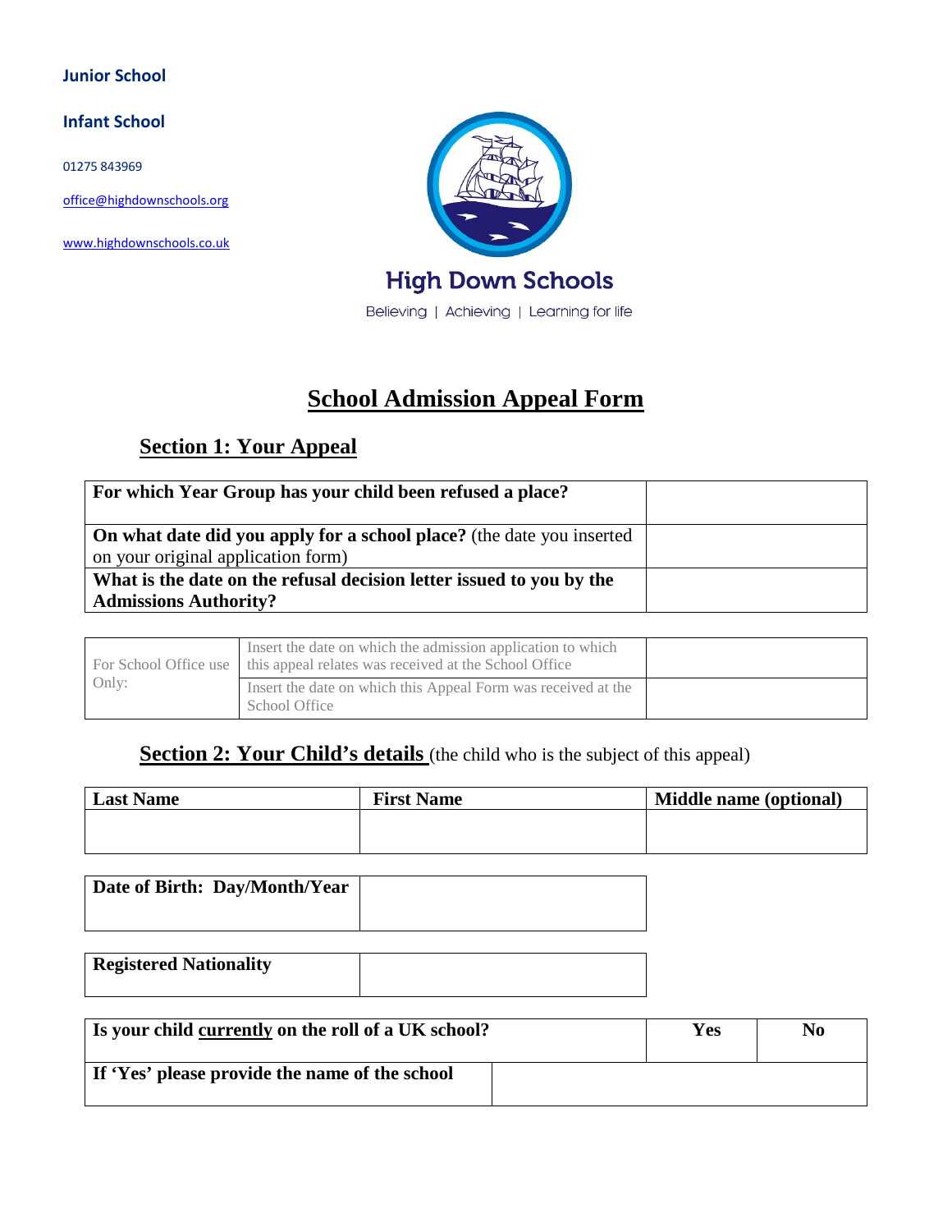**Junior School**

**Infant School**

01275 843969

office@highdownschools.org

www.highdownschools.co.uk

High Down Schools

Believing | Achieving | Learning for life

# School Admission Appeal Form

## Section 1: Your Appeal

| | |
|---|---|
| **For which Year Group has your child been refused a place?** | |
| **On what date did you apply for a school place?** (the date you inserted on your original application form) | |
| **What is the date on the refusal decision letter issued to you by the Admissions Authority?** | |

| | | |
|---|---|---|
| For School Office use Only: | Insert the date on which the admission application to which this appeal relates was received at the School Office | |
| | Insert the date on which this Appeal Form was received at the School Office | |

## Section 2: Your Child's details (the child who is the subject of this appeal)

| Last Name | First Name | Middle name (optional) |
|---|---|---|
| | | |

| | |
|---|---|
| **Date of Birth: Day/Month/Year** | |

| | |
|---|---|
| **Registered Nationality** | |

| | | |
|---|---|---|
| **Is your child currently on the roll of a UK school?** | **Yes** | **No** |
| **If 'Yes' please provide the name of the school** | | |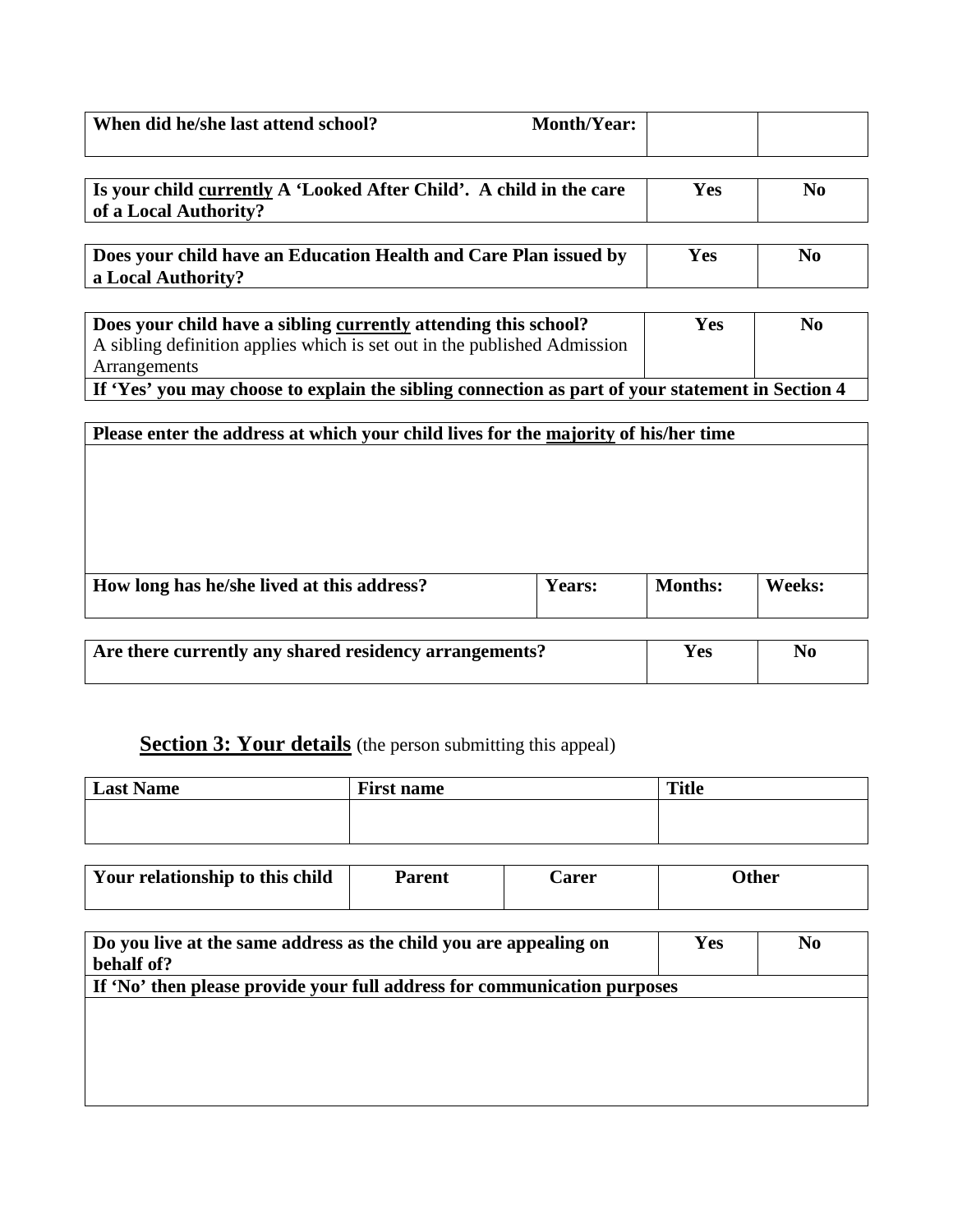| **When did he/she last attend school?** **Month/Year:** | | |
|---|---|---|

| **Is your child <u>currently</u> A 'Looked After Child'. A child in the care of a Local Authority?** | **Yes** | **No** |
|---|---|---|

| **Does your child have an Education Health and Care Plan issued by a Local Authority?** | **Yes** | **No** |
|---|---|---|

| **Does your child have a sibling <u>currently</u> attending this school?** A sibling definition applies which is set out in the published Admission Arrangements | **Yes** | **No** |
|---|---|---|
| **If 'Yes' you may choose to explain the sibling connection as part of your statement in Section 4** | | |

| **Please enter the address at which your child lives for the <u>majority</u> of his/her time** | | | |
|---|---|---|---|
| | | | |
| **How long has he/she lived at this address?** | **Years:** | **Months:** | **Weeks:** |

| **Are there currently any shared residency arrangements?** | **Yes** | **No** |
|---|---|---|

## Section 3: Your details (the person submitting this appeal)

| **Last Name** | **First name** | **Title** |
|---|---|---|
| | | |

| **Your relationship to this child** | **Parent** | **Carer** | **Other** |
|---|---|---|---|

| **Do you live at the same address as the child you are appealing on behalf of?** | **Yes** | **No** |
|---|---|---|
| **If 'No' then please provide your full address for communication purposes** | | |
| | | |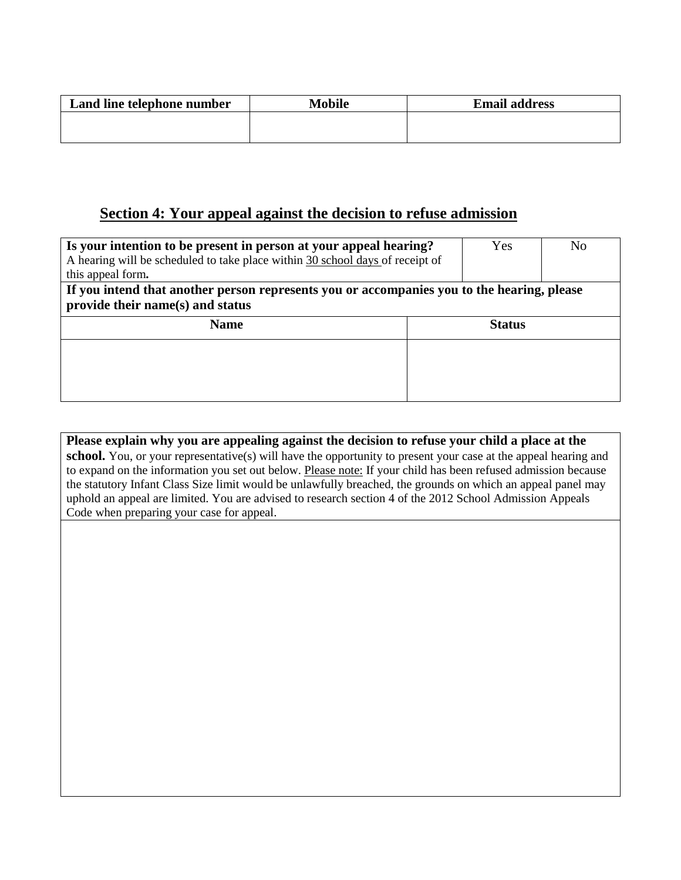| Land line telephone number | Mobile | Email address |
|---|---|---|
| | | |

## Section 4: Your appeal against the decision to refuse admission

| **Is your intention to be present in person at your appeal hearing?** A hearing will be scheduled to take place within <u>30 school days</u> of receipt of this appeal form**.** | Yes | No |
|---|---|---|
| **If you intend that another person represents you or accompanies you to the hearing, please provide their name(s) and status** | | |
| **Name** | **Status** | |
| | | |

| **Please explain why you are appealing against the decision to refuse your child a place at the school.** You, or your representative(s) will have the opportunity to present your case at the appeal hearing and to expand on the information you set out below. <u>Please note:</u> If your child has been refused admission because the statutory Infant Class Size limit would be unlawfully breached, the grounds on which an appeal panel may uphold an appeal are limited. You are advised to research section 4 of the 2012 School Admission Appeals Code when preparing your case for appeal. |
|---|
| |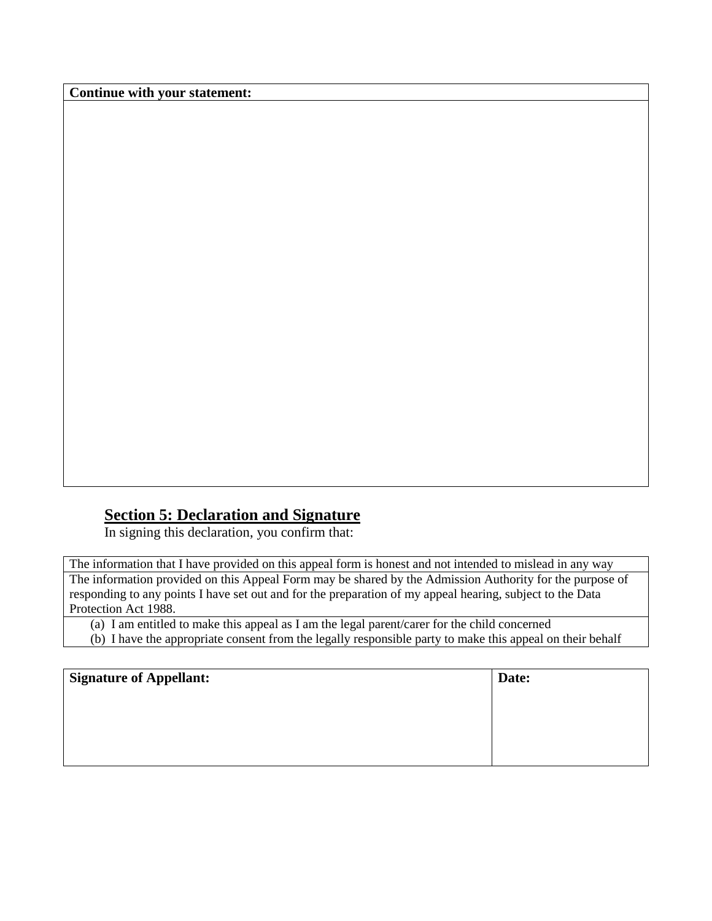| **Continue with your statement:** |
| --- |
| |

## Section 5: Declaration and Signature

In signing this declaration, you confirm that:

| The information that I have provided on this appeal form is honest and not intended to mislead in any way |
| --- |
| The information provided on this Appeal Form may be shared by the Admission Authority for the purpose of responding to any points I have set out and for the preparation of my appeal hearing, subject to the Data Protection Act 1988. |
| (a) I am entitled to make this appeal as I am the legal parent/carer for the child concerned<br>(b) I have the appropriate consent from the legally responsible party to make this appeal on their behalf |

| **Signature of Appellant:** | **Date:** |
| --- | --- |
| | |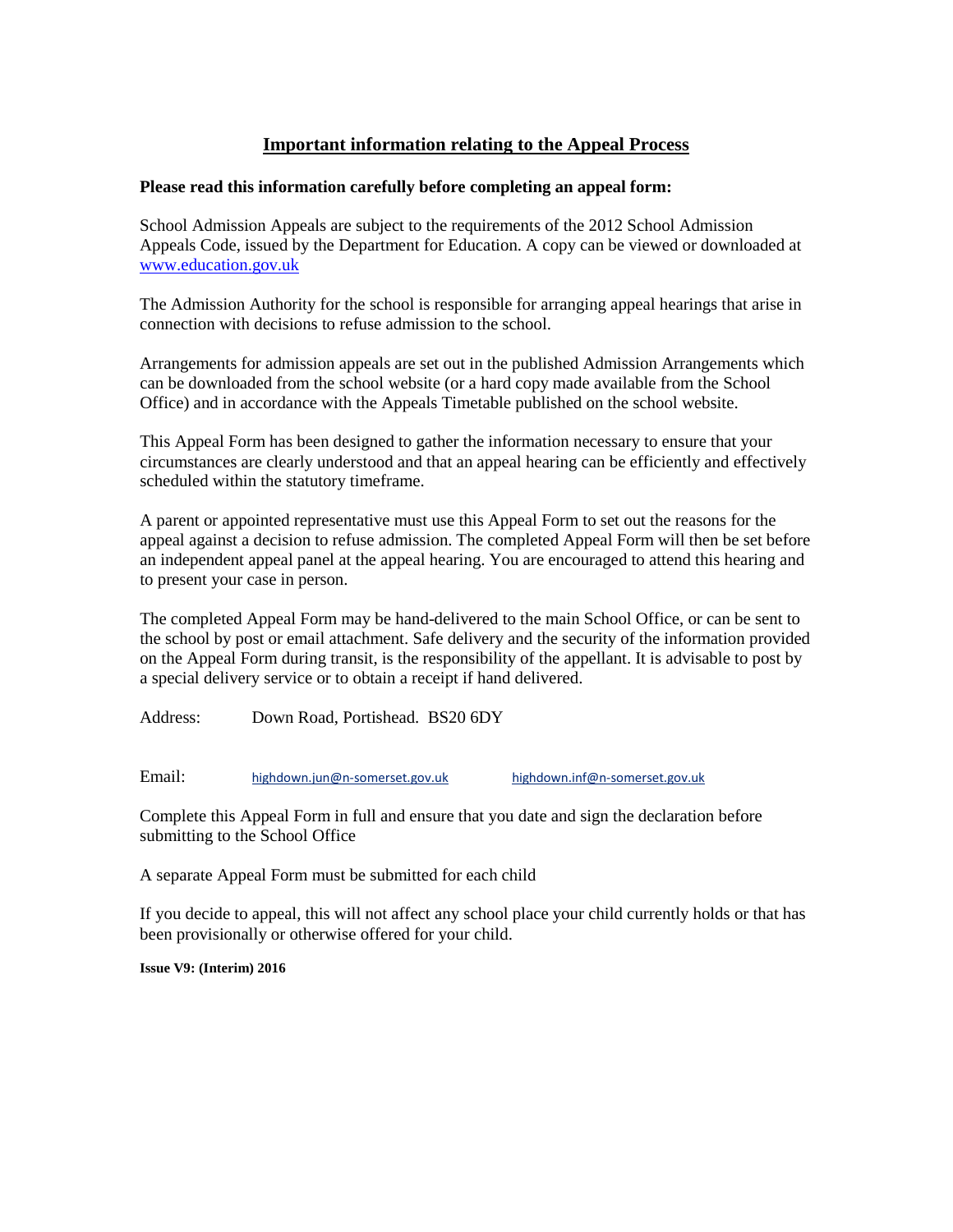# Important information relating to the Appeal Process

**Please read this information carefully before completing an appeal form:**

School Admission Appeals are subject to the requirements of the 2012 School Admission Appeals Code, issued by the Department for Education. A copy can be viewed or downloaded at www.education.gov.uk

The Admission Authority for the school is responsible for arranging appeal hearings that arise in connection with decisions to refuse admission to the school.

Arrangements for admission appeals are set out in the published Admission Arrangements which can be downloaded from the school website (or a hard copy made available from the School Office) and in accordance with the Appeals Timetable published on the school website.

This Appeal Form has been designed to gather the information necessary to ensure that your circumstances are clearly understood and that an appeal hearing can be efficiently and effectively scheduled within the statutory timeframe.

A parent or appointed representative must use this Appeal Form to set out the reasons for the appeal against a decision to refuse admission. The completed Appeal Form will then be set before an independent appeal panel at the appeal hearing. You are encouraged to attend this hearing and to present your case in person.

The completed Appeal Form may be hand-delivered to the main School Office, or can be sent to the school by post or email attachment. Safe delivery and the security of the information provided on the Appeal Form during transit, is the responsibility of the appellant. It is advisable to post by a special delivery service or to obtain a receipt if hand delivered.

Address: Down Road, Portishead. BS20 6DY

Email: highdown.jun@n-somerset.gov.uk highdown.inf@n-somerset.gov.uk

Complete this Appeal Form in full and ensure that you date and sign the declaration before submitting to the School Office

A separate Appeal Form must be submitted for each child

If you decide to appeal, this will not affect any school place your child currently holds or that has been provisionally or otherwise offered for your child.

**Issue V9: (Interim) 2016**